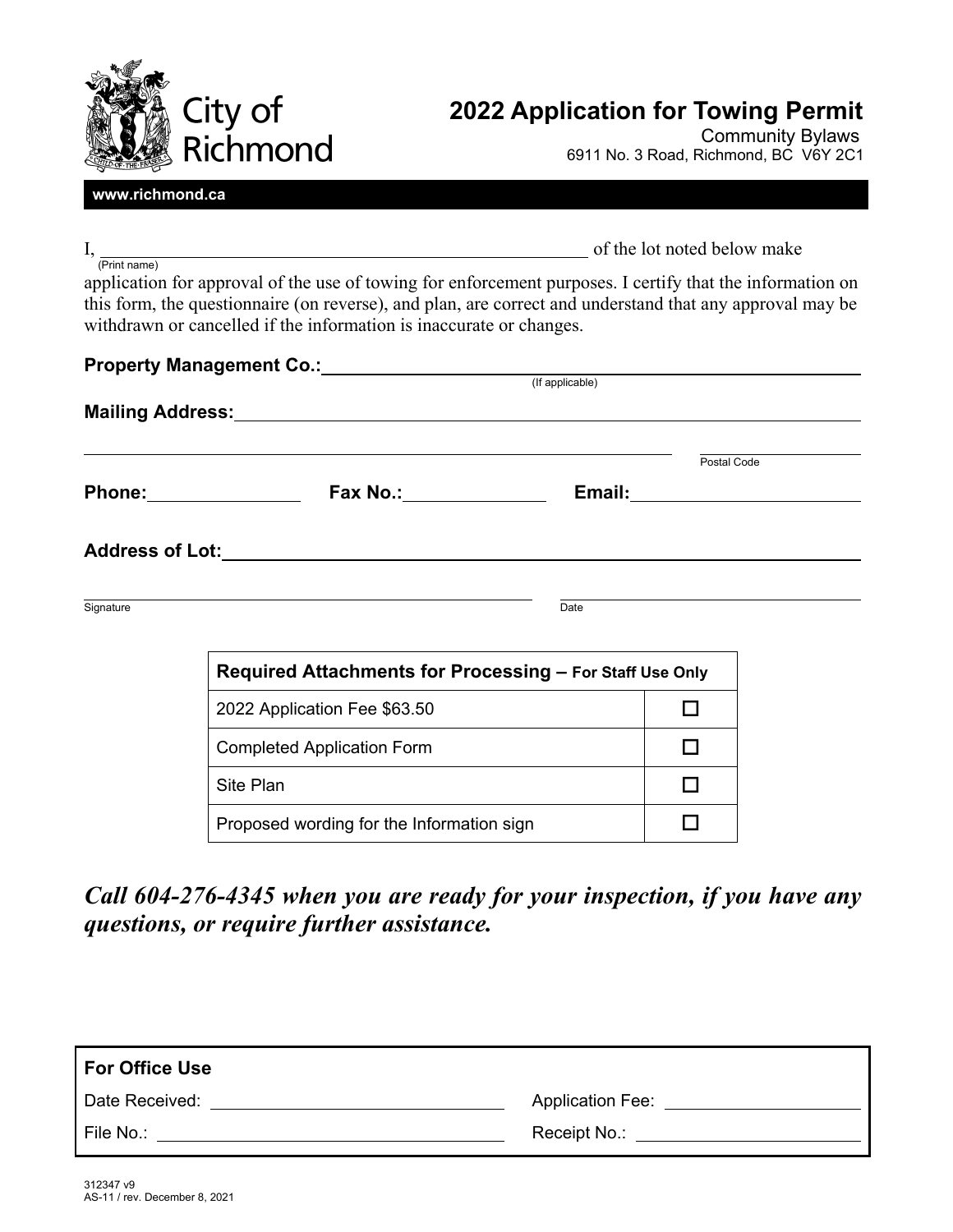City of Richmond

# 2022 Application for Towing Permit

Community Bylaws
6911 No. 3 Road, Richmond, BC V6Y 2C1

**www.richmond.ca**

I, ______________________________ (Print name) of the lot noted below make application for approval of the use of towing for enforcement purposes. I certify that the information on this form, the questionnaire (on reverse), and plan, are correct and understand that any approval may be withdrawn or cancelled if the information is inaccurate or changes.

**Property Management Co.:** ______________________________ (If applicable)

**Mailing Address:** ______________________________

______________________________ Postal Code ____________

**Phone:** ____________ **Fax No.:** ____________ **Email:** ____________

**Address of Lot:** ______________________________

Signature ______________________________ Date ____________

| Required Attachments for Processing – For Staff Use Only | |
|---|---|
| 2022 Application Fee $63.50 | ☐ |
| Completed Application Form | ☐ |
| Site Plan | ☐ |
| Proposed wording for the Information sign | ☐ |

***Call 604-276-4345 when you are ready for your inspection, if you have any questions, or require further assistance.***

**For Office Use**

Date Received: ____________ Application Fee: ____________

File No.: ____________ Receipt No.: ____________

312347 v9
AS-11 / rev. December 8, 2021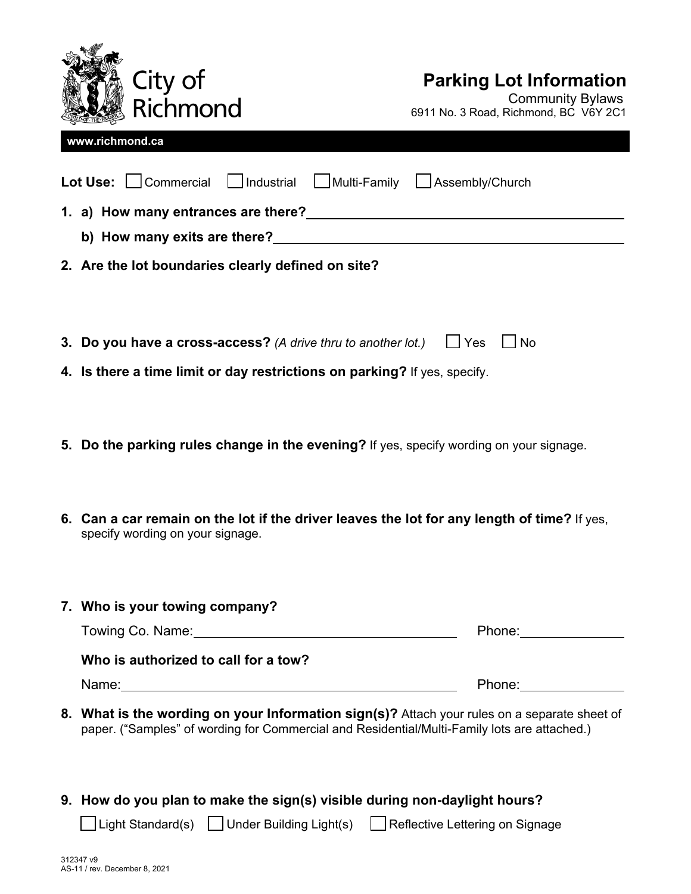City of Richmond

# Parking Lot Information

Community Bylaws
6911 No. 3 Road, Richmond, BC V6Y 2C1

**www.richmond.ca**

**Lot Use:** ☐ Commercial ☐ Industrial ☐ Multi-Family ☐ Assembly/Church

1. **a) How many entrances are there?** \_\_\_\_\_\_\_\_\_\_\_\_\_\_\_\_\_\_\_\_
   **b) How many exits are there?** \_\_\_\_\_\_\_\_\_\_\_\_\_\_\_\_\_\_\_\_
2. **Are the lot boundaries clearly defined on site?**

3. **Do you have a cross-access?** *(A drive thru to another lot.)* ☐ Yes ☐ No
4. **Is there a time limit or day restrictions on parking?** If yes, specify.

5. **Do the parking rules change in the evening?** If yes, specify wording on your signage.

6. **Can a car remain on the lot if the driver leaves the lot for any length of time?** If yes, specify wording on your signage.

7. **Who is your towing company?**

   Towing Co. Name: \_\_\_\_\_\_\_\_\_\_\_\_\_\_\_\_\_\_\_\_ Phone: \_\_\_\_\_\_\_\_\_\_

   **Who is authorized to call for a tow?**

   Name: \_\_\_\_\_\_\_\_\_\_\_\_\_\_\_\_\_\_\_\_ Phone: \_\_\_\_\_\_\_\_\_\_
8. **What is the wording on your Information sign(s)?** Attach your rules on a separate sheet of paper. ("Samples" of wording for Commercial and Residential/Multi-Family lots are attached.)

9. **How do you plan to make the sign(s) visible during non-daylight hours?**

   ☐ Light Standard(s) ☐ Under Building Light(s) ☐ Reflective Lettering on Signage

312347 v9
AS-11 / rev. December 8, 2021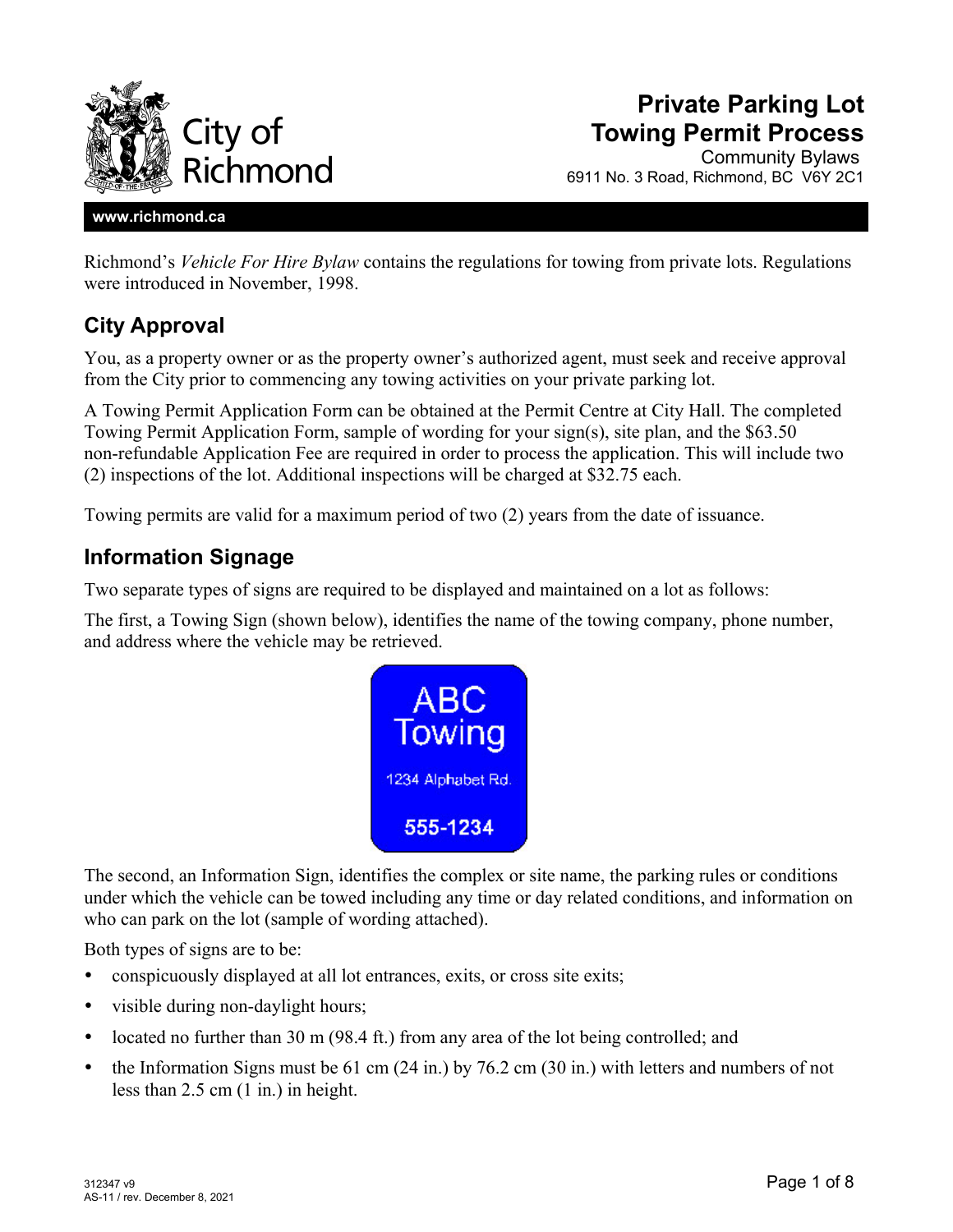# Private Parking Lot Towing Permit Process

Community Bylaws
6911 No. 3 Road, Richmond, BC V6Y 2C1

**www.richmond.ca**

Richmond's *Vehicle For Hire Bylaw* contains the regulations for towing from private lots. Regulations were introduced in November, 1998.

## City Approval

You, as a property owner or as the property owner's authorized agent, must seek and receive approval from the City prior to commencing any towing activities on your private parking lot.

A Towing Permit Application Form can be obtained at the Permit Centre at City Hall. The completed Towing Permit Application Form, sample of wording for your sign(s), site plan, and the $63.50 non-refundable Application Fee are required in order to process the application. This will include two (2) inspections of the lot. Additional inspections will be charged at $32.75 each.

Towing permits are valid for a maximum period of two (2) years from the date of issuance.

## Information Signage

Two separate types of signs are required to be displayed and maintained on a lot as follows:

The first, a Towing Sign (shown below), identifies the name of the towing company, phone number, and address where the vehicle may be retrieved.

ABC Towing
1234 Alphabet Rd.
555-1234

The second, an Information Sign, identifies the complex or site name, the parking rules or conditions under which the vehicle can be towed including any time or day related conditions, and information on who can park on the lot (sample of wording attached).

Both types of signs are to be:

- conspicuously displayed at all lot entrances, exits, or cross site exits;
- visible during non-daylight hours;
- located no further than 30 m (98.4 ft.) from any area of the lot being controlled; and
- the Information Signs must be 61 cm (24 in.) by 76.2 cm (30 in.) with letters and numbers of not less than 2.5 cm (1 in.) in height.

312347 v9
AS-11 / rev. December 8, 2021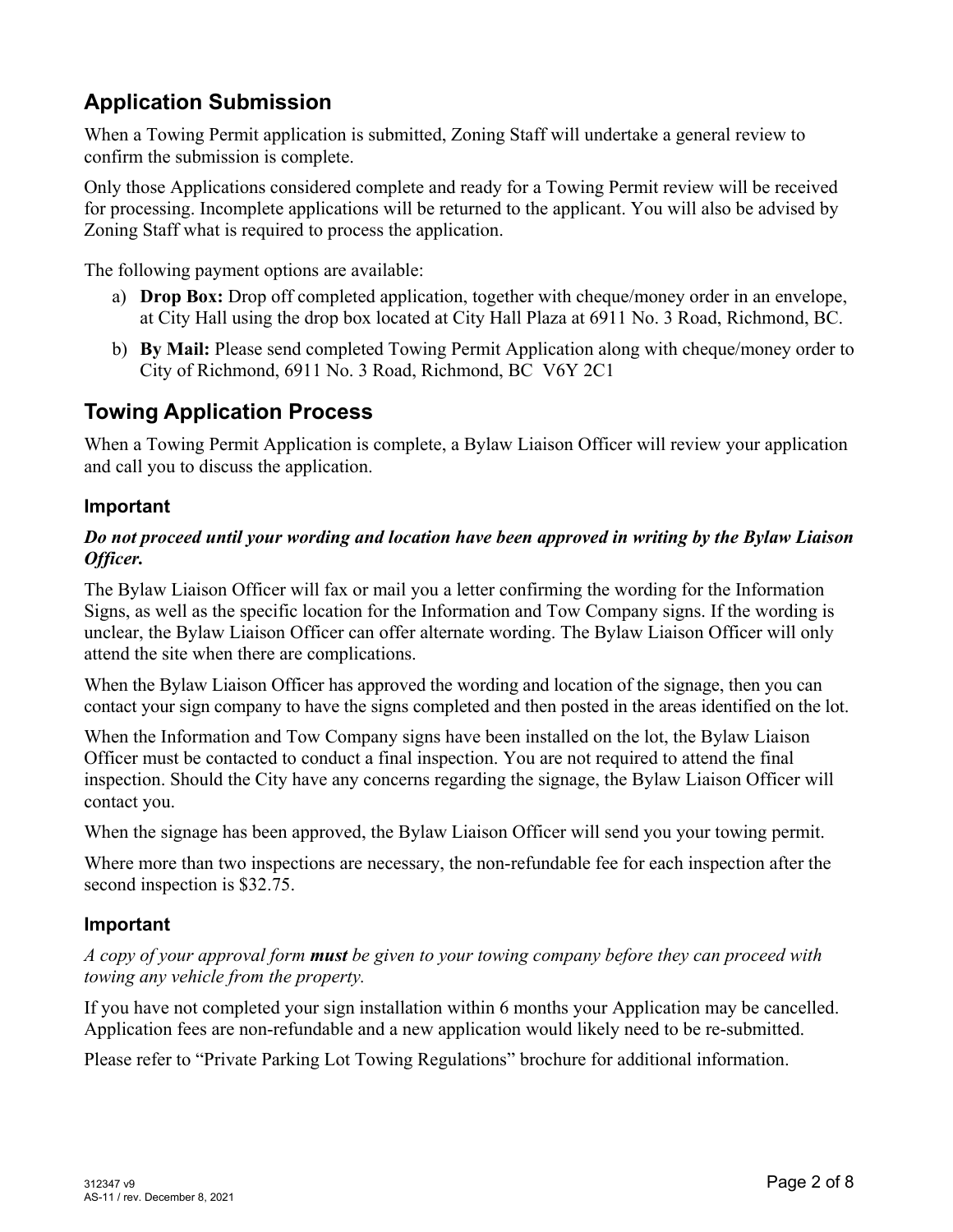## Application Submission

When a Towing Permit application is submitted, Zoning Staff will undertake a general review to confirm the submission is complete.

Only those Applications considered complete and ready for a Towing Permit review will be received for processing. Incomplete applications will be returned to the applicant. You will also be advised by Zoning Staff what is required to process the application.

The following payment options are available:

a) **Drop Box:** Drop off completed application, together with cheque/money order in an envelope, at City Hall using the drop box located at City Hall Plaza at 6911 No. 3 Road, Richmond, BC.

b) **By Mail:** Please send completed Towing Permit Application along with cheque/money order to City of Richmond, 6911 No. 3 Road, Richmond, BC V6Y 2C1

## Towing Application Process

When a Towing Permit Application is complete, a Bylaw Liaison Officer will review your application and call you to discuss the application.

### Important

***Do not proceed until your wording and location have been approved in writing by the Bylaw Liaison Officer.***

The Bylaw Liaison Officer will fax or mail you a letter confirming the wording for the Information Signs, as well as the specific location for the Information and Tow Company signs. If the wording is unclear, the Bylaw Liaison Officer can offer alternate wording. The Bylaw Liaison Officer will only attend the site when there are complications.

When the Bylaw Liaison Officer has approved the wording and location of the signage, then you can contact your sign company to have the signs completed and then posted in the areas identified on the lot.

When the Information and Tow Company signs have been installed on the lot, the Bylaw Liaison Officer must be contacted to conduct a final inspection. You are not required to attend the final inspection. Should the City have any concerns regarding the signage, the Bylaw Liaison Officer will contact you.

When the signage has been approved, the Bylaw Liaison Officer will send you your towing permit.

Where more than two inspections are necessary, the non-refundable fee for each inspection after the second inspection is $32.75.

### Important

*A copy of your approval form **must** be given to your towing company before they can proceed with towing any vehicle from the property.*

If you have not completed your sign installation within 6 months your Application may be cancelled. Application fees are non-refundable and a new application would likely need to be re-submitted.

Please refer to "Private Parking Lot Towing Regulations" brochure for additional information.

312347 v9
AS-11 / rev. December 8, 2021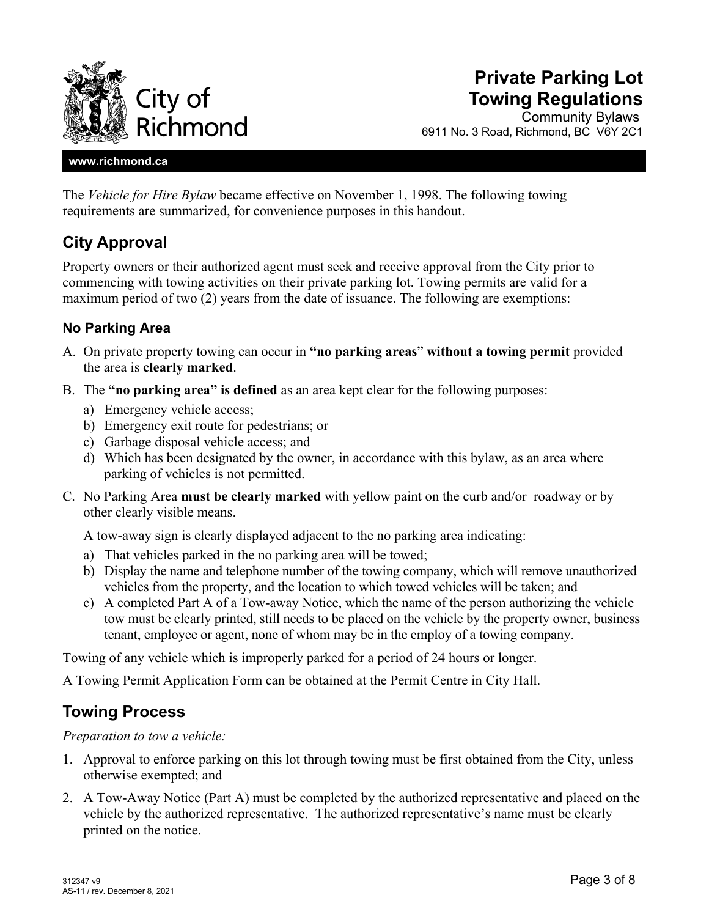# Private Parking Lot Towing Regulations

Community Bylaws
6911 No. 3 Road, Richmond, BC V6Y 2C1

www.richmond.ca

The *Vehicle for Hire Bylaw* became effective on November 1, 1998. The following towing requirements are summarized, for convenience purposes in this handout.

## City Approval

Property owners or their authorized agent must seek and receive approval from the City prior to commencing with towing activities on their private parking lot. Towing permits are valid for a maximum period of two (2) years from the date of issuance. The following are exemptions:

### No Parking Area

A. On private property towing can occur in **"no parking areas"** **without a towing permit** provided the area is **clearly marked**.

B. The **"no parking area" is defined** as an area kept clear for the following purposes:
   a) Emergency vehicle access;
   b) Emergency exit route for pedestrians; or
   c) Garbage disposal vehicle access; and
   d) Which has been designated by the owner, in accordance with this bylaw, as an area where parking of vehicles is not permitted.

C. No Parking Area **must be clearly marked** with yellow paint on the curb and/or roadway or by other clearly visible means.

   A tow-away sign is clearly displayed adjacent to the no parking area indicating:
   a) That vehicles parked in the no parking area will be towed;
   b) Display the name and telephone number of the towing company, which will remove unauthorized vehicles from the property, and the location to which towed vehicles will be taken; and
   c) A completed Part A of a Tow-away Notice, which the name of the person authorizing the vehicle tow must be clearly printed, still needs to be placed on the vehicle by the property owner, business tenant, employee or agent, none of whom may be in the employ of a towing company.

Towing of any vehicle which is improperly parked for a period of 24 hours or longer.

A Towing Permit Application Form can be obtained at the Permit Centre in City Hall.

## Towing Process

*Preparation to tow a vehicle:*

1. Approval to enforce parking on this lot through towing must be first obtained from the City, unless otherwise exempted; and

2. A Tow-Away Notice (Part A) must be completed by the authorized representative and placed on the vehicle by the authorized representative. The authorized representative's name must be clearly printed on the notice.

312347 v9
AS-11 / rev. December 8, 2021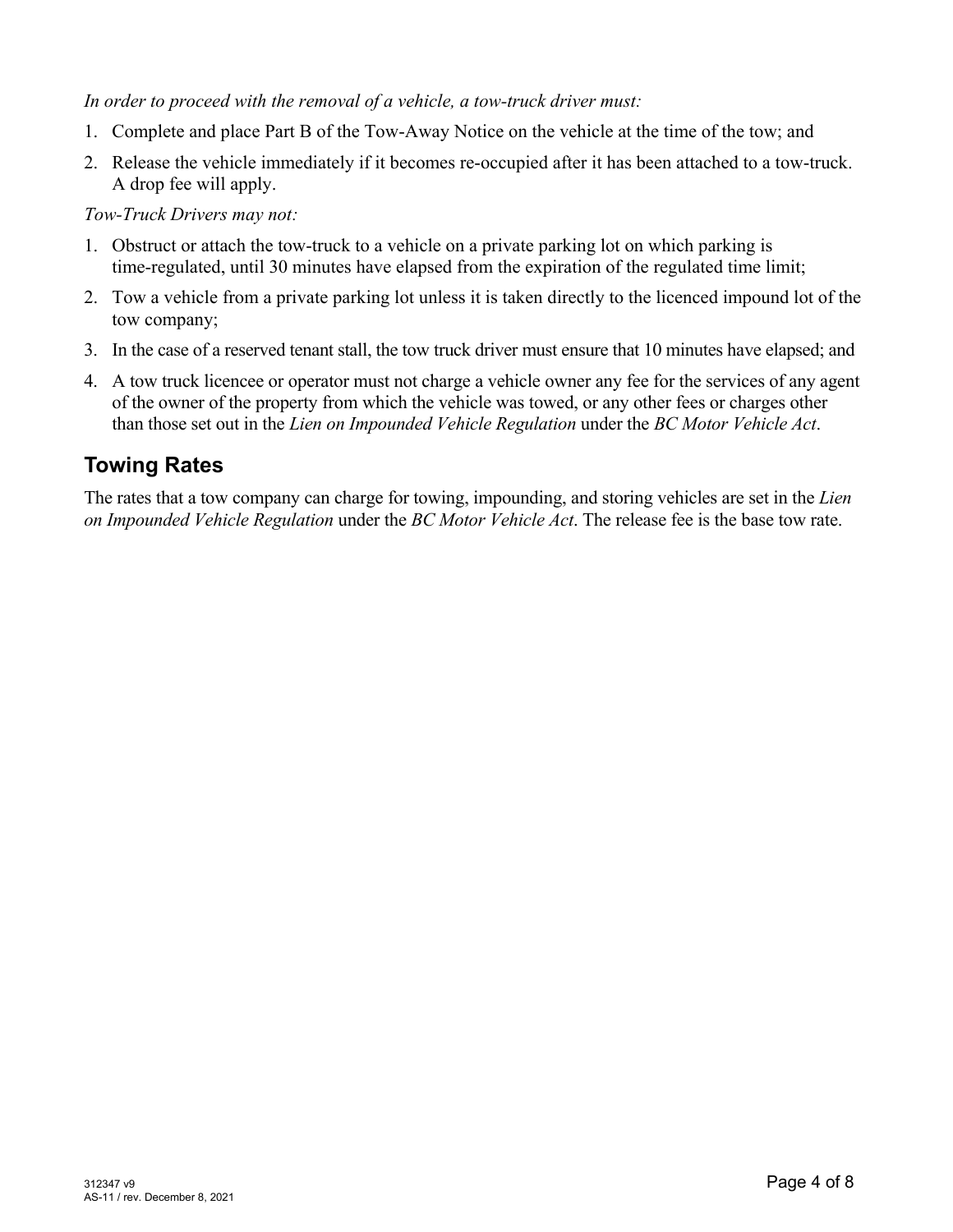*In order to proceed with the removal of a vehicle, a tow-truck driver must:*

1. Complete and place Part B of the Tow-Away Notice on the vehicle at the time of the tow; and
2. Release the vehicle immediately if it becomes re-occupied after it has been attached to a tow-truck. A drop fee will apply.

*Tow-Truck Drivers may not:*

1. Obstruct or attach the tow-truck to a vehicle on a private parking lot on which parking is time-regulated, until 30 minutes have elapsed from the expiration of the regulated time limit;
2. Tow a vehicle from a private parking lot unless it is taken directly to the licenced impound lot of the tow company;
3. In the case of a reserved tenant stall, the tow truck driver must ensure that 10 minutes have elapsed; and
4. A tow truck licencee or operator must not charge a vehicle owner any fee for the services of any agent of the owner of the property from which the vehicle was towed, or any other fees or charges other than those set out in the *Lien on Impounded Vehicle Regulation* under the *BC Motor Vehicle Act*.

## Towing Rates

The rates that a tow company can charge for towing, impounding, and storing vehicles are set in the *Lien on Impounded Vehicle Regulation* under the *BC Motor Vehicle Act*. The release fee is the base tow rate.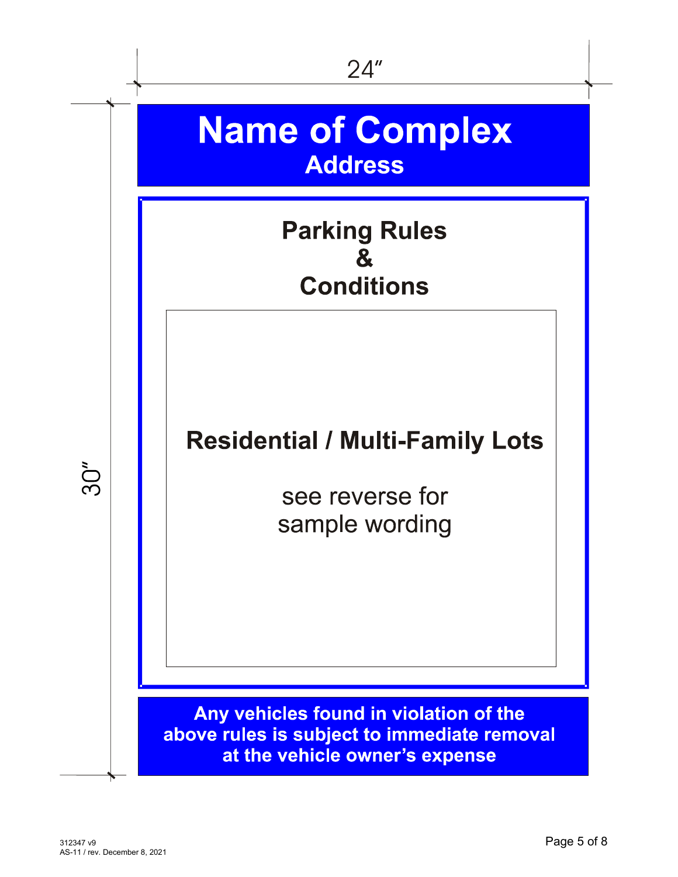24″

30″

# Name of Complex

**Address**

## Parking Rules
## &
## Conditions

**Residential / Multi-Family Lots**

see reverse for
sample wording

**Any vehicles found in violation of the above rules is subject to immediate removal at the vehicle owner's expense**

312347 v9
AS-11 / rev. December 8, 2021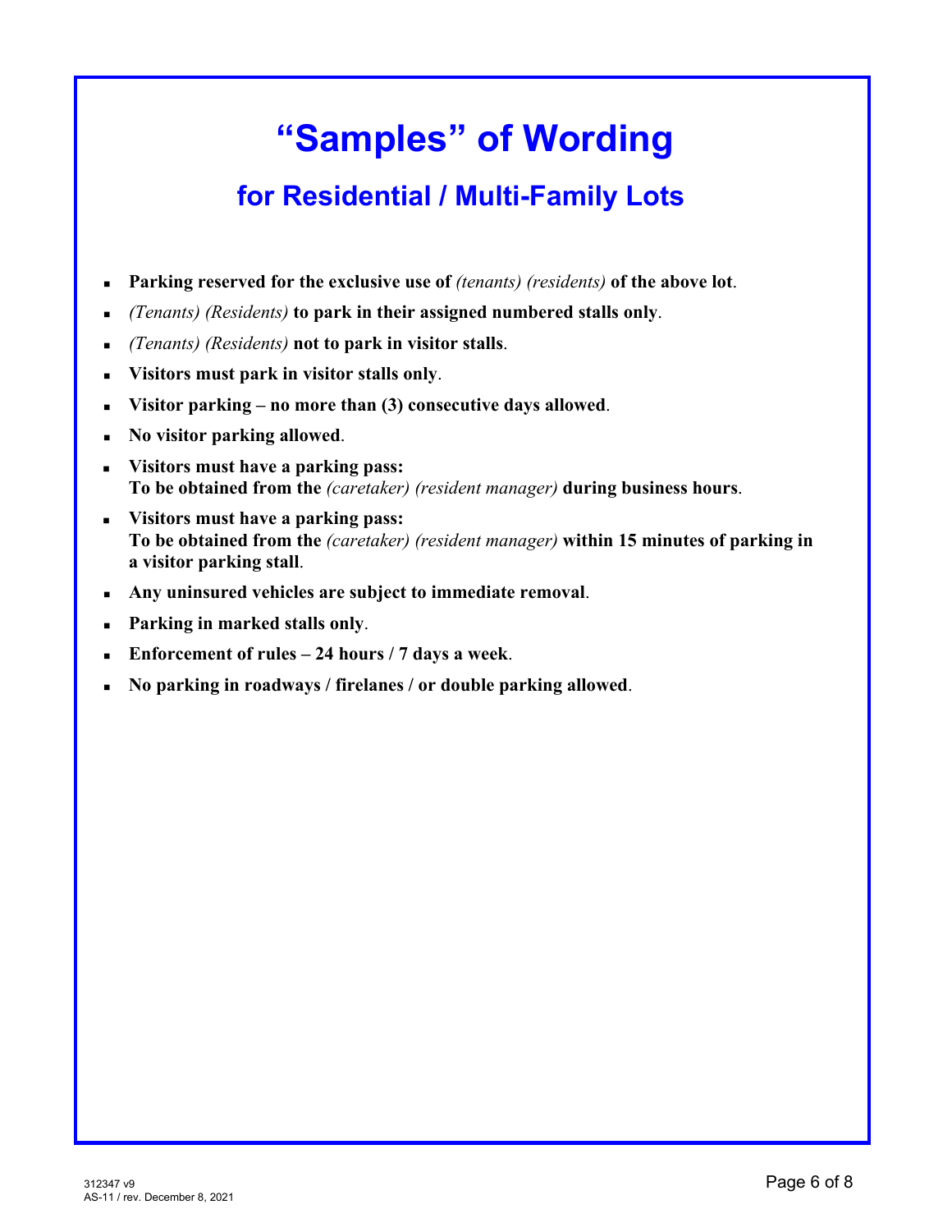# “Samples” of Wording

## for Residential / Multi-Family Lots

- **Parking reserved for the exclusive use of** *(tenants) (residents)* **of the above lot**.
- *(Tenants) (Residents)* **to park in their assigned numbered stalls only**.
- *(Tenants) (Residents)* **not to park in visitor stalls**.
- **Visitors must park in visitor stalls only**.
- **Visitor parking – no more than (3) consecutive days allowed**.
- **No visitor parking allowed**.
- **Visitors must have a parking pass:**
  **To be obtained from the** *(caretaker) (resident manager)* **during business hours**.
- **Visitors must have a parking pass:**
  **To be obtained from the** *(caretaker) (resident manager)* **within 15 minutes of parking in a visitor parking stall**.
- **Any uninsured vehicles are subject to immediate removal**.
- **Parking in marked stalls only**.
- **Enforcement of rules – 24 hours / 7 days a week**.
- **No parking in roadways / firelanes / or double parking allowed**.

312347 v9
AS-11 / rev. December 8, 2021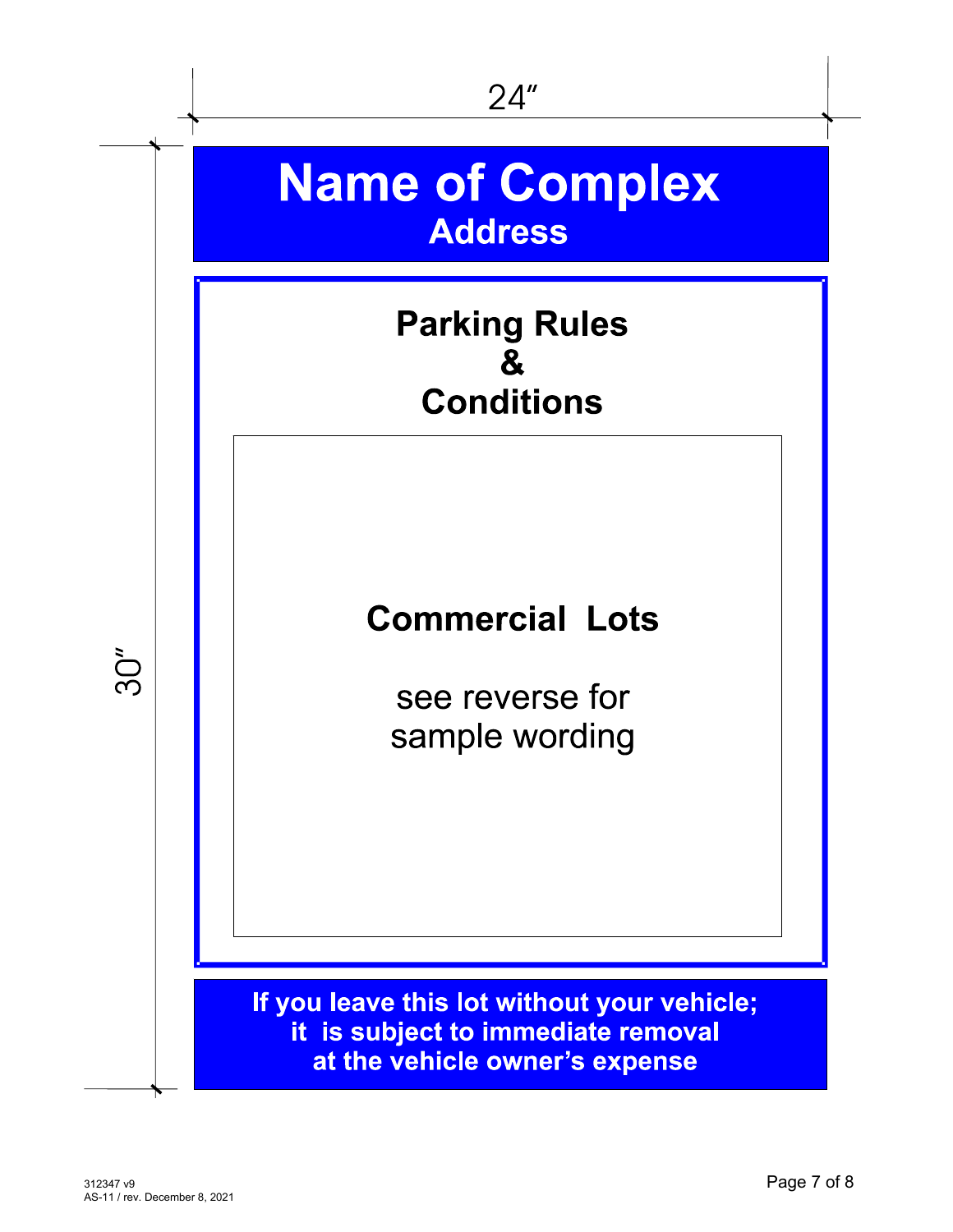24″

30″

# Name of Complex

**Address**

## Parking Rules & Conditions

**Commercial Lots**

see reverse for sample wording

**If you leave this lot without your vehicle; it is subject to immediate removal at the vehicle owner's expense**

312347 v9
AS-11 / rev. December 8, 2021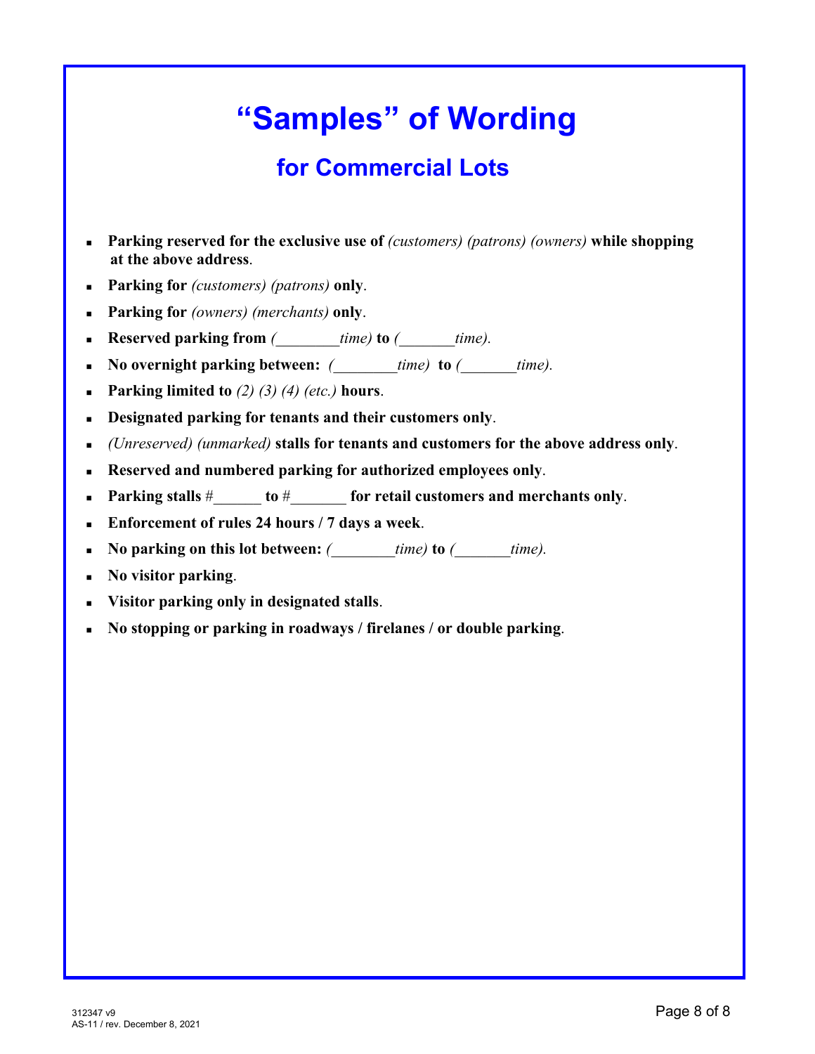# "Samples" of Wording

## for Commercial Lots

- **Parking reserved for the exclusive use of** *(customers) (patrons) (owners)* **while shopping at the above address**.
- **Parking for** *(customers) (patrons)* **only**.
- **Parking for** *(owners) (merchants)* **only**.
- **Reserved parking from** *(________time)* **to** *(_______time).*
- **No overnight parking between:** *(________time)* **to** *(_______time).*
- **Parking limited to** *(2) (3) (4) (etc.)* **hours**.
- **Designated parking for tenants and their customers only**.
- *(Unreserved) (unmarked)* **stalls for tenants and customers for the above address only**.
- **Reserved and numbered parking for authorized employees only**.
- **Parking stalls** #______ **to** #_______ **for retail customers and merchants only**.
- **Enforcement of rules 24 hours / 7 days a week**.
- **No parking on this lot between:** *(________time)* **to** *(_______time).*
- **No visitor parking**.
- **Visitor parking only in designated stalls**.
- **No stopping or parking in roadways / firelanes / or double parking**.

312347 v9
AS-11 / rev. December 8, 2021